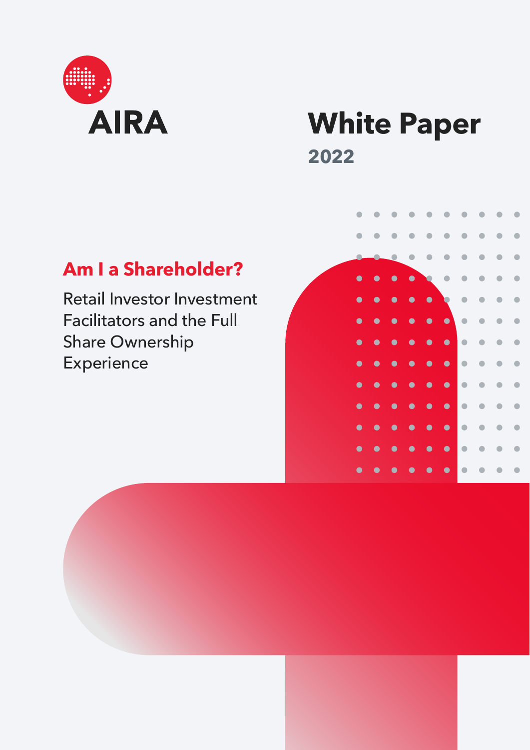AIRA

# White Paper

**2022**

## Am I a Shareholder?

Retail Investor Investment Facilitators and the Full Share Ownership Experience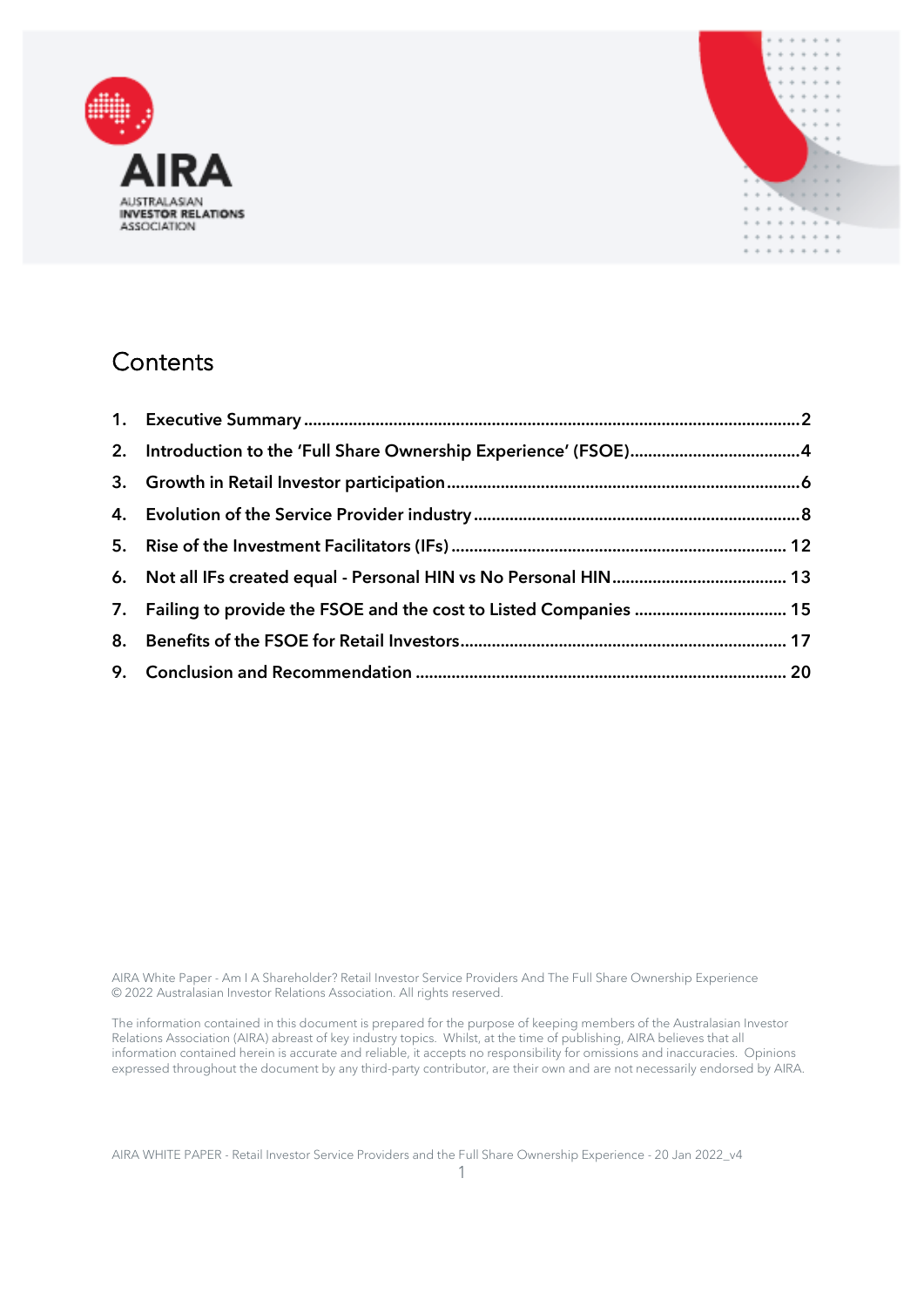AIRA

AUSTRALASIAN INVESTOR RELATIONS ASSOCIATION

# Contents

1. Executive Summary ........ 2
2. Introduction to the 'Full Share Ownership Experience' (FSOE) ........ 4
3. Growth in Retail Investor participation ........ 6
4. Evolution of the Service Provider industry ........ 8
5. Rise of the Investment Facilitators (IFs) ........ 12
6. Not all IFs created equal - Personal HIN vs No Personal HIN ........ 13
7. Failing to provide the FSOE and the cost to Listed Companies ........ 15
8. Benefits of the FSOE for Retail Investors ........ 17
9. Conclusion and Recommendation ........ 20

AIRA White Paper - Am I A Shareholder? Retail Investor Service Providers And The Full Share Ownership Experience
© 2022 Australasian Investor Relations Association. All rights reserved.

The information contained in this document is prepared for the purpose of keeping members of the Australasian Investor Relations Association (AIRA) abreast of key industry topics. Whilst, at the time of publishing, AIRA believes that all information contained herein is accurate and reliable, it accepts no responsibility for omissions and inaccuracies. Opinions expressed throughout the document by any third-party contributor, are their own and are not necessarily endorsed by AIRA.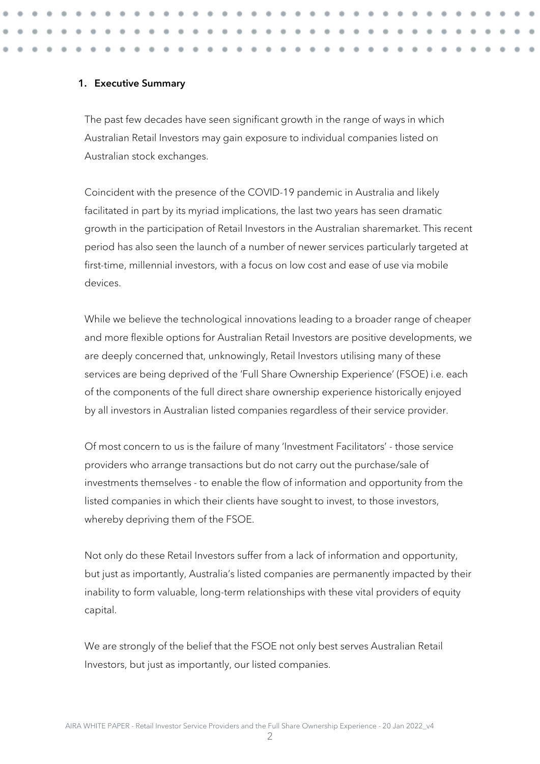## 1. Executive Summary

The past few decades have seen significant growth in the range of ways in which Australian Retail Investors may gain exposure to individual companies listed on Australian stock exchanges.

Coincident with the presence of the COVID-19 pandemic in Australia and likely facilitated in part by its myriad implications, the last two years has seen dramatic growth in the participation of Retail Investors in the Australian sharemarket. This recent period has also seen the launch of a number of newer services particularly targeted at first-time, millennial investors, with a focus on low cost and ease of use via mobile devices.

While we believe the technological innovations leading to a broader range of cheaper and more flexible options for Australian Retail Investors are positive developments, we are deeply concerned that, unknowingly, Retail Investors utilising many of these services are being deprived of the 'Full Share Ownership Experience' (FSOE) i.e. each of the components of the full direct share ownership experience historically enjoyed by all investors in Australian listed companies regardless of their service provider.

Of most concern to us is the failure of many 'Investment Facilitators' - those service providers who arrange transactions but do not carry out the purchase/sale of investments themselves - to enable the flow of information and opportunity from the listed companies in which their clients have sought to invest, to those investors, whereby depriving them of the FSOE.

Not only do these Retail Investors suffer from a lack of information and opportunity, but just as importantly, Australia's listed companies are permanently impacted by their inability to form valuable, long-term relationships with these vital providers of equity capital.

We are strongly of the belief that the FSOE not only best serves Australian Retail Investors, but just as importantly, our listed companies.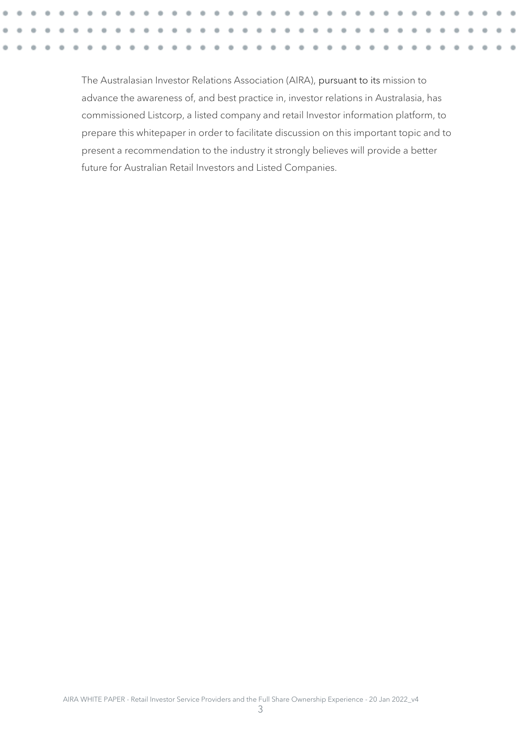The Australasian Investor Relations Association (AIRA), pursuant to its mission to advance the awareness of, and best practice in, investor relations in Australasia, has commissioned Listcorp, a listed company and retail Investor information platform, to prepare this whitepaper in order to facilitate discussion on this important topic and to present a recommendation to the industry it strongly believes will provide a better future for Australian Retail Investors and Listed Companies.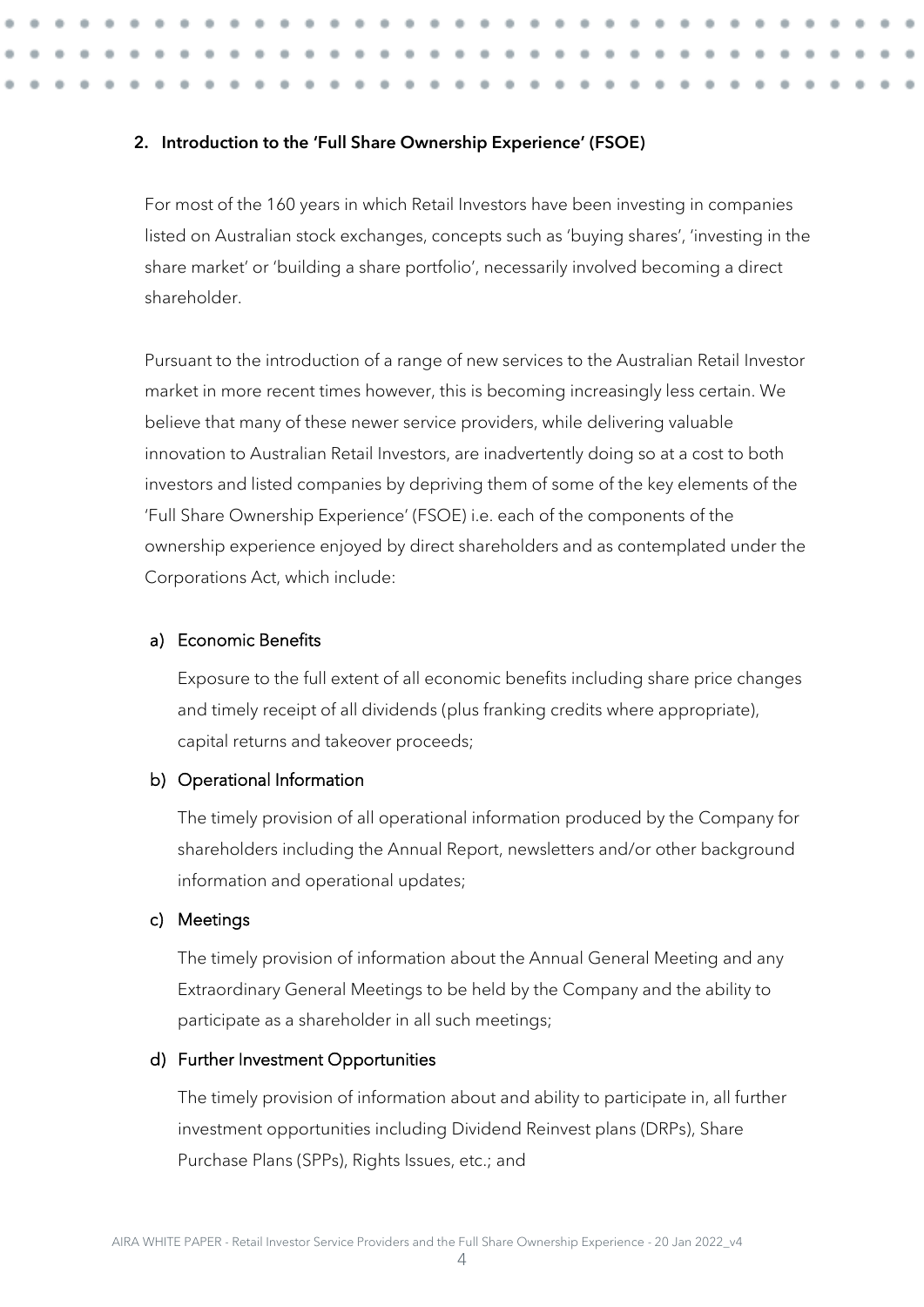## 2. Introduction to the 'Full Share Ownership Experience' (FSOE)

For most of the 160 years in which Retail Investors have been investing in companies listed on Australian stock exchanges, concepts such as 'buying shares', 'investing in the share market' or 'building a share portfolio', necessarily involved becoming a direct shareholder.

Pursuant to the introduction of a range of new services to the Australian Retail Investor market in more recent times however, this is becoming increasingly less certain. We believe that many of these newer service providers, while delivering valuable innovation to Australian Retail Investors, are inadvertently doing so at a cost to both investors and listed companies by depriving them of some of the key elements of the 'Full Share Ownership Experience' (FSOE) i.e. each of the components of the ownership experience enjoyed by direct shareholders and as contemplated under the Corporations Act, which include:

### a) Economic Benefits

Exposure to the full extent of all economic benefits including share price changes and timely receipt of all dividends (plus franking credits where appropriate), capital returns and takeover proceeds;

### b) Operational Information

The timely provision of all operational information produced by the Company for shareholders including the Annual Report, newsletters and/or other background information and operational updates;

### c) Meetings

The timely provision of information about the Annual General Meeting and any Extraordinary General Meetings to be held by the Company and the ability to participate as a shareholder in all such meetings;

### d) Further Investment Opportunities

The timely provision of information about and ability to participate in, all further investment opportunities including Dividend Reinvest plans (DRPs), Share Purchase Plans (SPPs), Rights Issues, etc.; and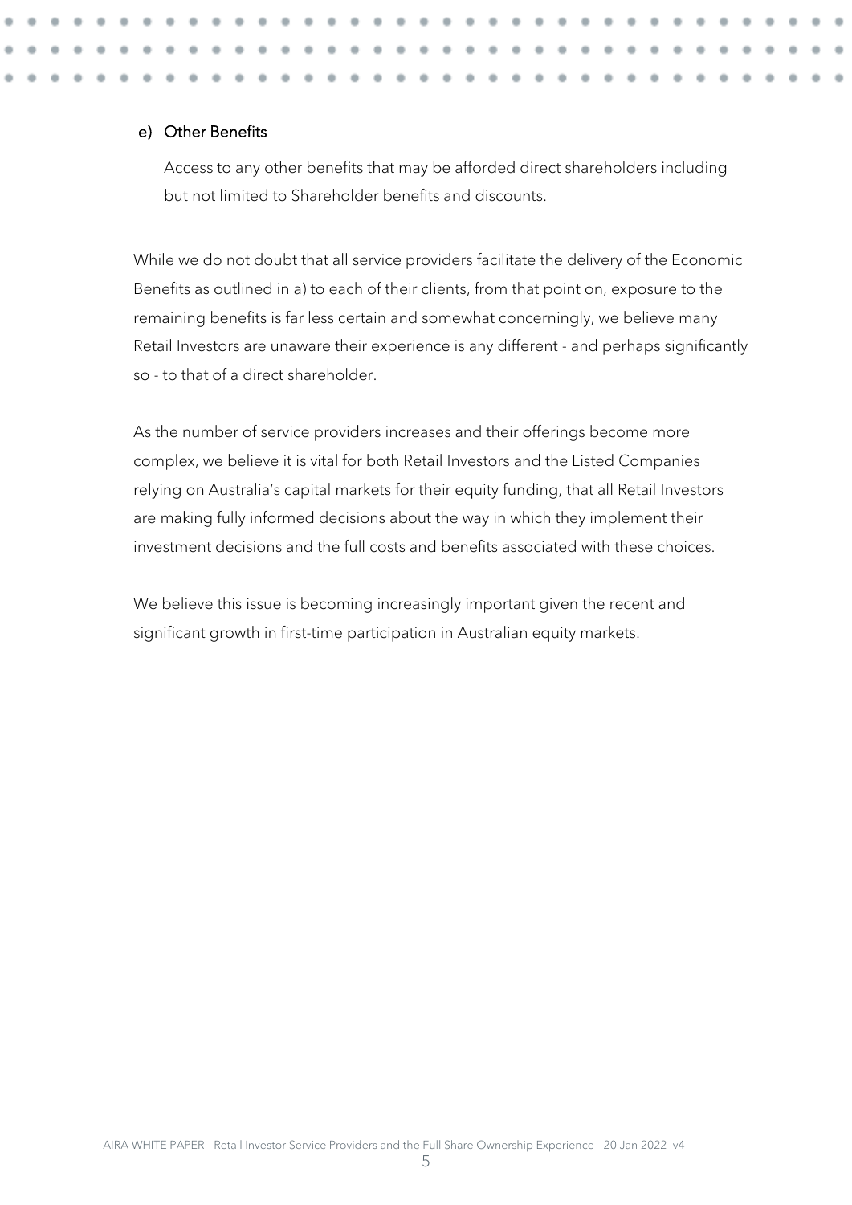e) Other Benefits

Access to any other benefits that may be afforded direct shareholders including but not limited to Shareholder benefits and discounts.

While we do not doubt that all service providers facilitate the delivery of the Economic Benefits as outlined in a) to each of their clients, from that point on, exposure to the remaining benefits is far less certain and somewhat concerningly, we believe many Retail Investors are unaware their experience is any different - and perhaps significantly so - to that of a direct shareholder.

As the number of service providers increases and their offerings become more complex, we believe it is vital for both Retail Investors and the Listed Companies relying on Australia's capital markets for their equity funding, that all Retail Investors are making fully informed decisions about the way in which they implement their investment decisions and the full costs and benefits associated with these choices.

We believe this issue is becoming increasingly important given the recent and significant growth in first-time participation in Australian equity markets.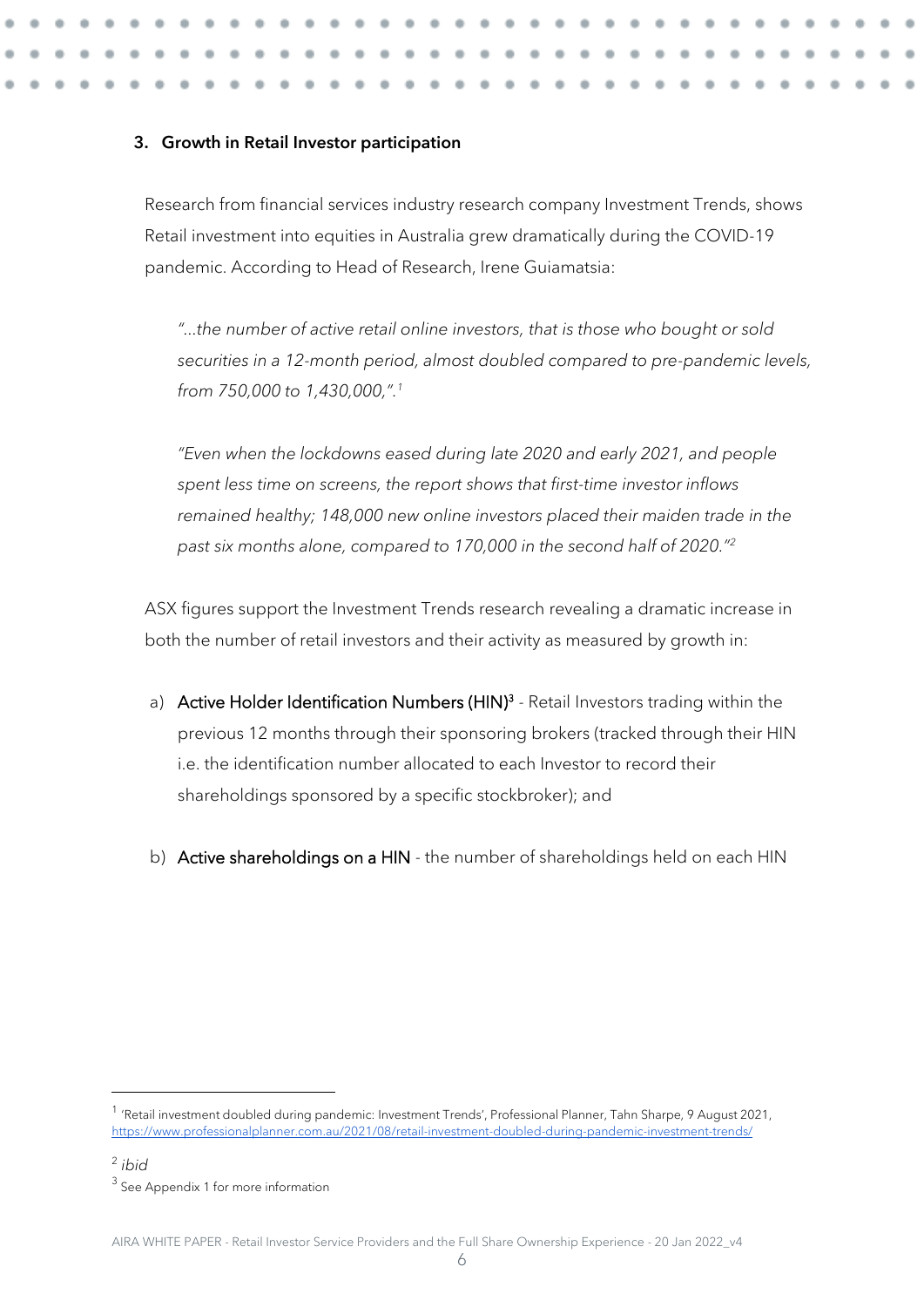### 3. Growth in Retail Investor participation

Research from financial services industry research company Investment Trends, shows Retail investment into equities in Australia grew dramatically during the COVID-19 pandemic. According to Head of Research, Irene Guiamatsia:

> *"...the number of active retail online investors, that is those who bought or sold securities in a 12-month period, almost doubled compared to pre-pandemic levels, from 750,000 to 1,430,000,".*[1]

> *"Even when the lockdowns eased during late 2020 and early 2021, and people spent less time on screens, the report shows that first-time investor inflows remained healthy; 148,000 new online investors placed their maiden trade in the past six months alone, compared to 170,000 in the second half of 2020."*[2]

ASX figures support the Investment Trends research revealing a dramatic increase in both the number of retail investors and their activity as measured by growth in:

a) **Active Holder Identification Numbers (HIN)**[3] - Retail Investors trading within the previous 12 months through their sponsoring brokers (tracked through their HIN i.e. the identification number allocated to each Investor to record their shareholdings sponsored by a specific stockbroker); and

b) **Active shareholdings on a HIN** - the number of shareholdings held on each HIN

---

[1] 'Retail investment doubled during pandemic: Investment Trends', Professional Planner, Tahn Sharpe, 9 August 2021, https://www.professionalplanner.com.au/2021/08/retail-investment-doubled-during-pandemic-investment-trends/

[2] *ibid*

[3] See Appendix 1 for more information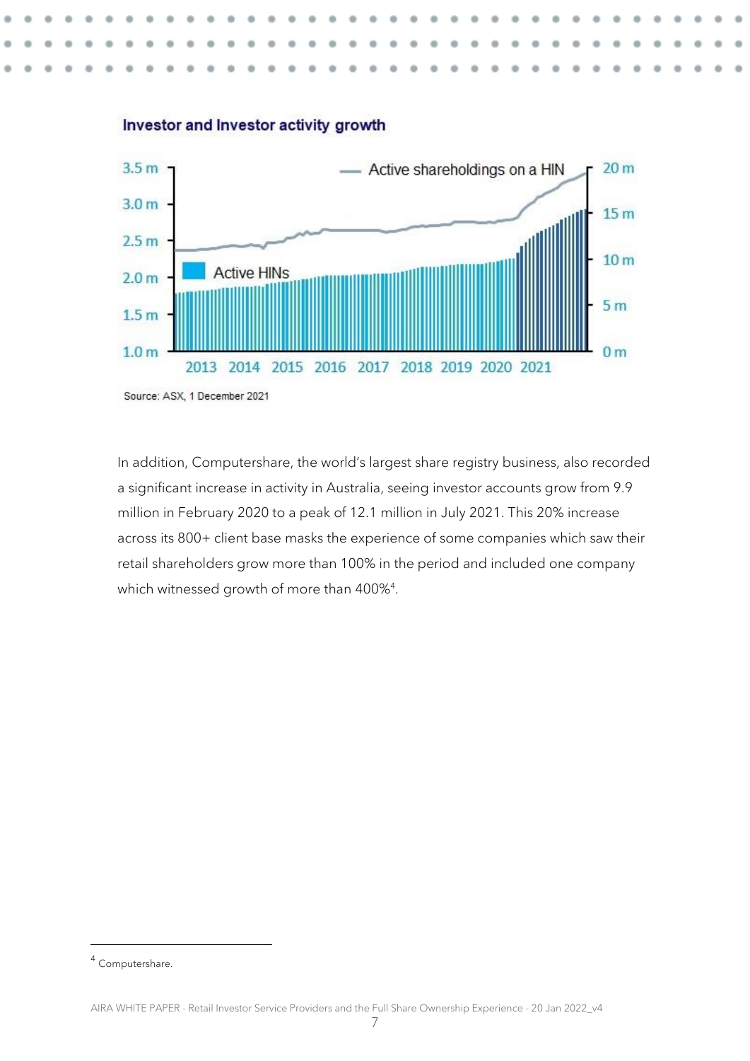**Investor and Investor activity growth**

Source: ASX, 1 December 2021

In addition, Computershare, the world's largest share registry business, also recorded a significant increase in activity in Australia, seeing investor accounts grow from 9.9 million in February 2020 to a peak of 12.1 million in July 2021. This 20% increase across its 800+ client base masks the experience of some companies which saw their retail shareholders grow more than 100% in the period and included one company which witnessed growth of more than 400%[4].

[4] Computershare.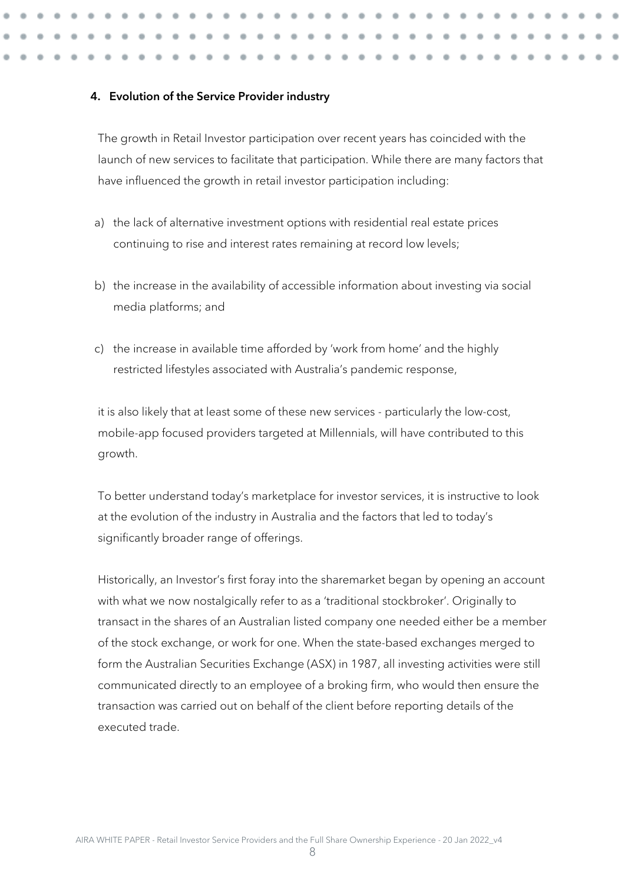## 4. Evolution of the Service Provider industry

The growth in Retail Investor participation over recent years has coincided with the launch of new services to facilitate that participation. While there are many factors that have influenced the growth in retail investor participation including:

a) the lack of alternative investment options with residential real estate prices continuing to rise and interest rates remaining at record low levels;

b) the increase in the availability of accessible information about investing via social media platforms; and

c) the increase in available time afforded by 'work from home' and the highly restricted lifestyles associated with Australia's pandemic response,

it is also likely that at least some of these new services - particularly the low-cost, mobile-app focused providers targeted at Millennials, will have contributed to this growth.

To better understand today's marketplace for investor services, it is instructive to look at the evolution of the industry in Australia and the factors that led to today's significantly broader range of offerings.

Historically, an Investor's first foray into the sharemarket began by opening an account with what we now nostalgically refer to as a 'traditional stockbroker'. Originally to transact in the shares of an Australian listed company one needed either be a member of the stock exchange, or work for one. When the state-based exchanges merged to form the Australian Securities Exchange (ASX) in 1987, all investing activities were still communicated directly to an employee of a broking firm, who would then ensure the transaction was carried out on behalf of the client before reporting details of the executed trade.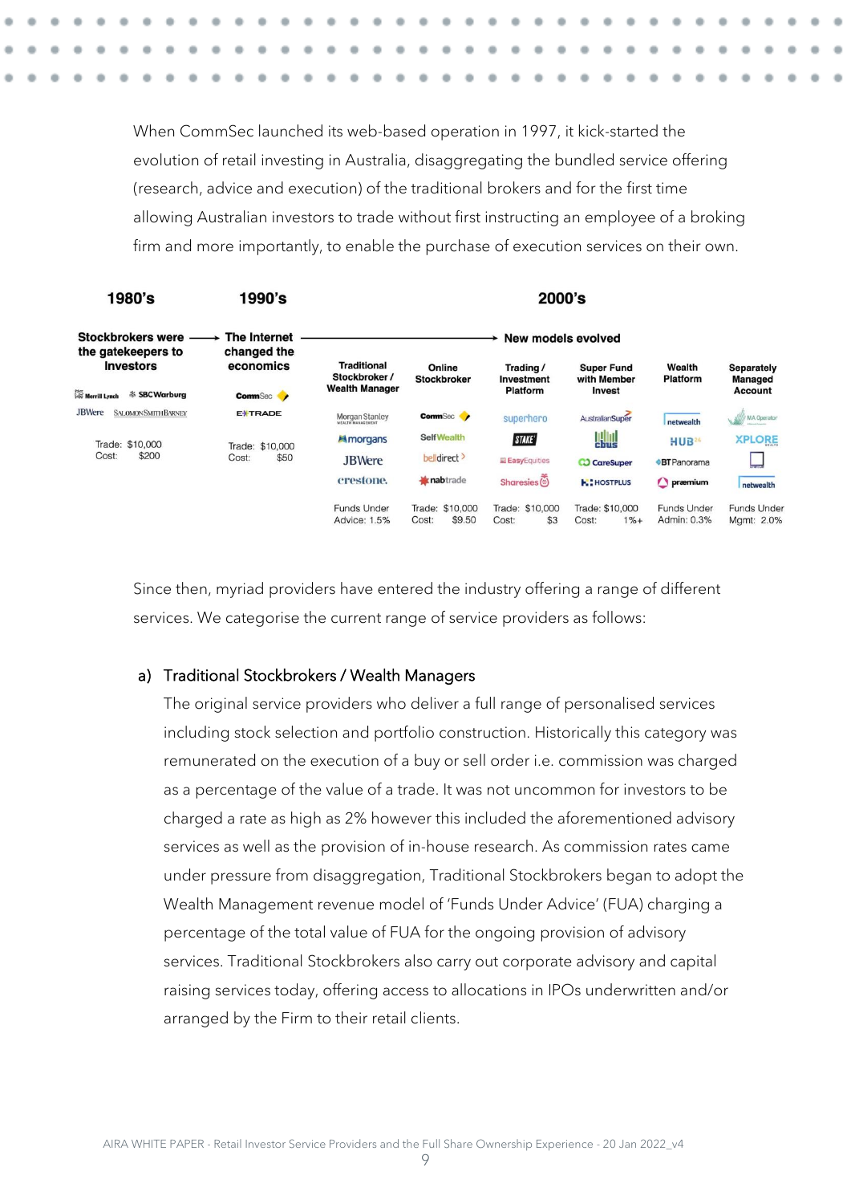When CommSec launched its web-based operation in 1997, it kick-started the evolution of retail investing in Australia, disaggregating the bundled service offering (research, advice and execution) of the traditional brokers and for the first time allowing Australian investors to trade without first instructing an employee of a broking firm and more importantly, to enable the purchase of execution services on their own.

| 1980's | 1990's | 2000's | | | | | |
|---|---|---|---|---|---|---|---|
| Stockbrokers were the gatekeepers to Investors | The Internet changed the economics | New models evolved | | | | | |
| | | Traditional Stockbroker / Wealth Manager | Online Stockbroker | Trading / Investment Platform | Super Fund with Member Invest | Wealth Platform | Separately Managed Account |
| Merrill Lynch, SBC Warburg, JBWere, Salomon Smith Barney | CommSec, E*TRADE | Morgan Stanley, morgans, JBWere, crestone. | CommSec, SelfWealth, belldirect, nabtrade | superhero, STAKE, EasyEquities, Sharesies | AustralianSuper, cbus, CareSuper, HOSTPLUS | netwealth, HUB24, BT Panorama, praemium | MA Operator, XPLORE, netwealth |
| Trade: $10,000 Cost: $200 | Trade: $10,000 Cost: $50 | Funds Under Advice: 1.5% | Trade: $10,000 Cost: $9.50 | Trade: $10,000 Cost: $3 | Trade: $10,000 Cost: 1%+ | Funds Under Admin: 0.3% | Funds Under Mgmt: 2.0% |

Since then, myriad providers have entered the industry offering a range of different services. We categorise the current range of service providers as follows:

a) Traditional Stockbrokers / Wealth Managers

The original service providers who deliver a full range of personalised services including stock selection and portfolio construction. Historically this category was remunerated on the execution of a buy or sell order i.e. commission was charged as a percentage of the value of a trade. It was not uncommon for investors to be charged a rate as high as 2% however this included the aforementioned advisory services as well as the provision of in-house research. As commission rates came under pressure from disaggregation, Traditional Stockbrokers began to adopt the Wealth Management revenue model of 'Funds Under Advice' (FUA) charging a percentage of the total value of FUA for the ongoing provision of advisory services. Traditional Stockbrokers also carry out corporate advisory and capital raising services today, offering access to allocations in IPOs underwritten and/or arranged by the Firm to their retail clients.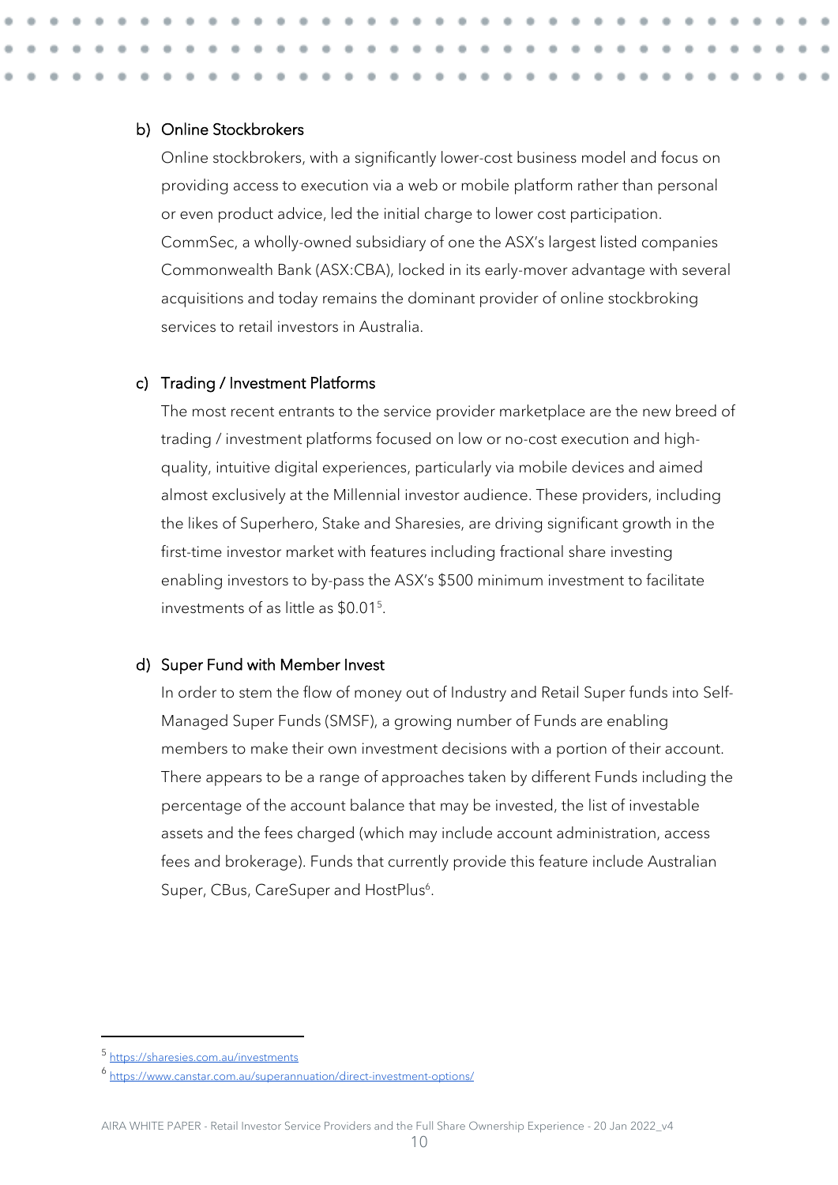b) Online Stockbrokers

Online stockbrokers, with a significantly lower-cost business model and focus on providing access to execution via a web or mobile platform rather than personal or even product advice, led the initial charge to lower cost participation. CommSec, a wholly-owned subsidiary of one the ASX's largest listed companies Commonwealth Bank (ASX:CBA), locked in its early-mover advantage with several acquisitions and today remains the dominant provider of online stockbroking services to retail investors in Australia.

c) Trading / Investment Platforms

The most recent entrants to the service provider marketplace are the new breed of trading / investment platforms focused on low or no-cost execution and high-quality, intuitive digital experiences, particularly via mobile devices and aimed almost exclusively at the Millennial investor audience. These providers, including the likes of Superhero, Stake and Sharesies, are driving significant growth in the first-time investor market with features including fractional share investing enabling investors to by-pass the ASX's $500 minimum investment to facilitate investments of as little as $0.01[5].

d) Super Fund with Member Invest

In order to stem the flow of money out of Industry and Retail Super funds into Self-Managed Super Funds (SMSF), a growing number of Funds are enabling members to make their own investment decisions with a portion of their account. There appears to be a range of approaches taken by different Funds including the percentage of the account balance that may be invested, the list of investable assets and the fees charged (which may include account administration, access fees and brokerage). Funds that currently provide this feature include Australian Super, CBus, CareSuper and HostPlus[6].

---

[5] https://sharesies.com.au/investments

[6] https://www.canstar.com.au/superannuation/direct-investment-options/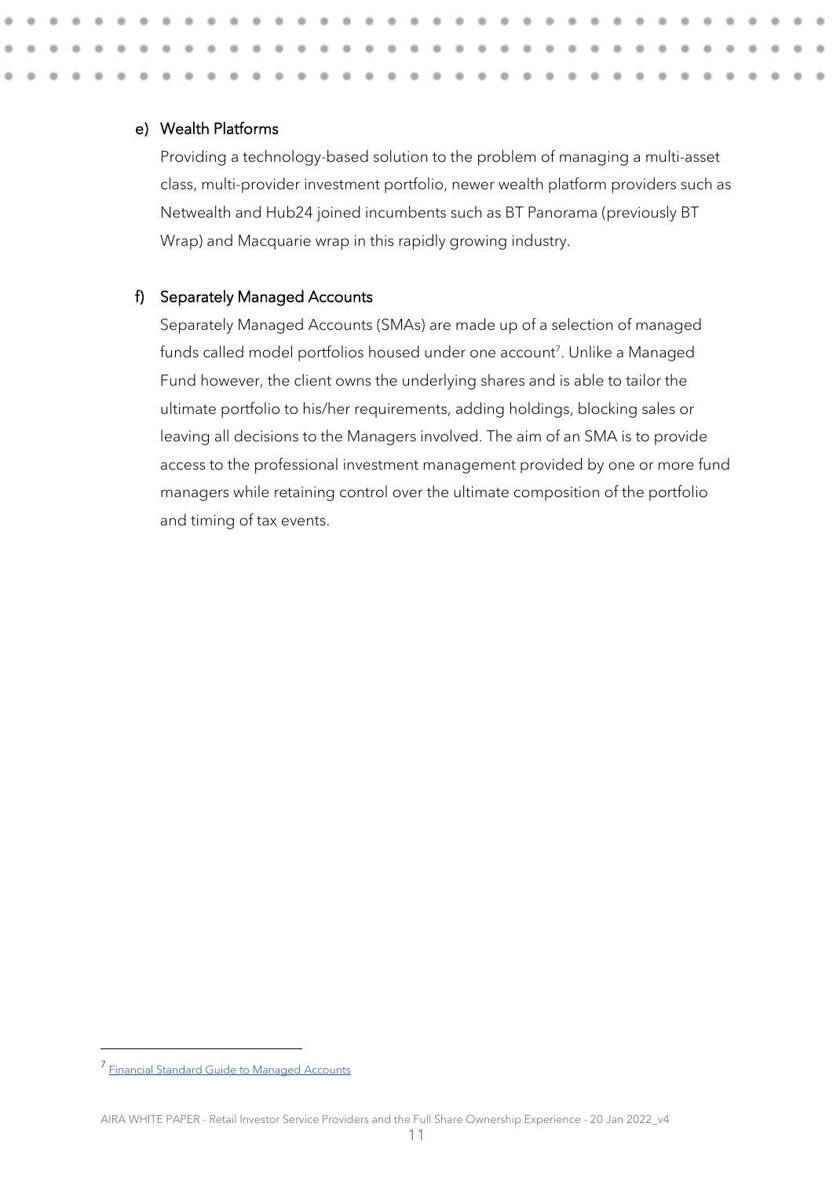e) Wealth Platforms

Providing a technology-based solution to the problem of managing a multi-asset class, multi-provider investment portfolio, newer wealth platform providers such as Netwealth and Hub24 joined incumbents such as BT Panorama (previously BT Wrap) and Macquarie wrap in this rapidly growing industry.

f) Separately Managed Accounts

Separately Managed Accounts (SMAs) are made up of a selection of managed funds called model portfolios housed under one account[7]. Unlike a Managed Fund however, the client owns the underlying shares and is able to tailor the ultimate portfolio to his/her requirements, adding holdings, blocking sales or leaving all decisions to the Managers involved. The aim of an SMA is to provide access to the professional investment management provided by one or more fund managers while retaining control over the ultimate composition of the portfolio and timing of tax events.

---

[7] Financial Standard Guide to Managed Accounts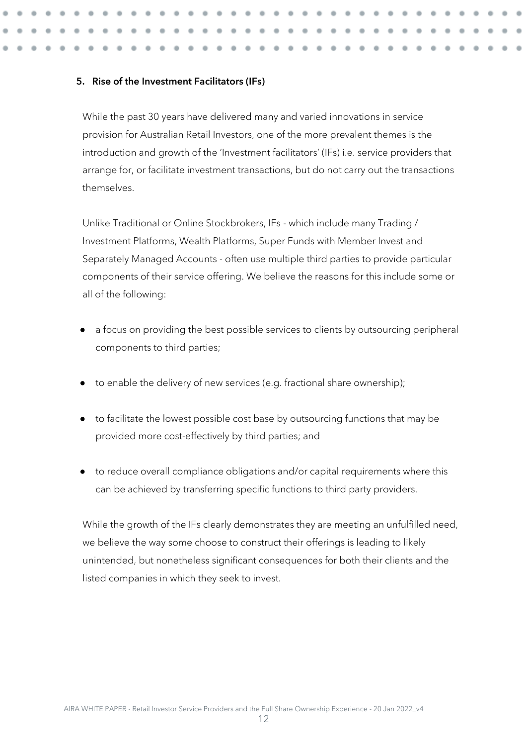## 5. Rise of the Investment Facilitators (IFs)

While the past 30 years have delivered many and varied innovations in service provision for Australian Retail Investors, one of the more prevalent themes is the introduction and growth of the 'Investment facilitators' (IFs) i.e. service providers that arrange for, or facilitate investment transactions, but do not carry out the transactions themselves.

Unlike Traditional or Online Stockbrokers, IFs - which include many Trading / Investment Platforms, Wealth Platforms, Super Funds with Member Invest and Separately Managed Accounts - often use multiple third parties to provide particular components of their service offering. We believe the reasons for this include some or all of the following:

- a focus on providing the best possible services to clients by outsourcing peripheral components to third parties;
- to enable the delivery of new services (e.g. fractional share ownership);
- to facilitate the lowest possible cost base by outsourcing functions that may be provided more cost-effectively by third parties; and
- to reduce overall compliance obligations and/or capital requirements where this can be achieved by transferring specific functions to third party providers.

While the growth of the IFs clearly demonstrates they are meeting an unfulfilled need, we believe the way some choose to construct their offerings is leading to likely unintended, but nonetheless significant consequences for both their clients and the listed companies in which they seek to invest.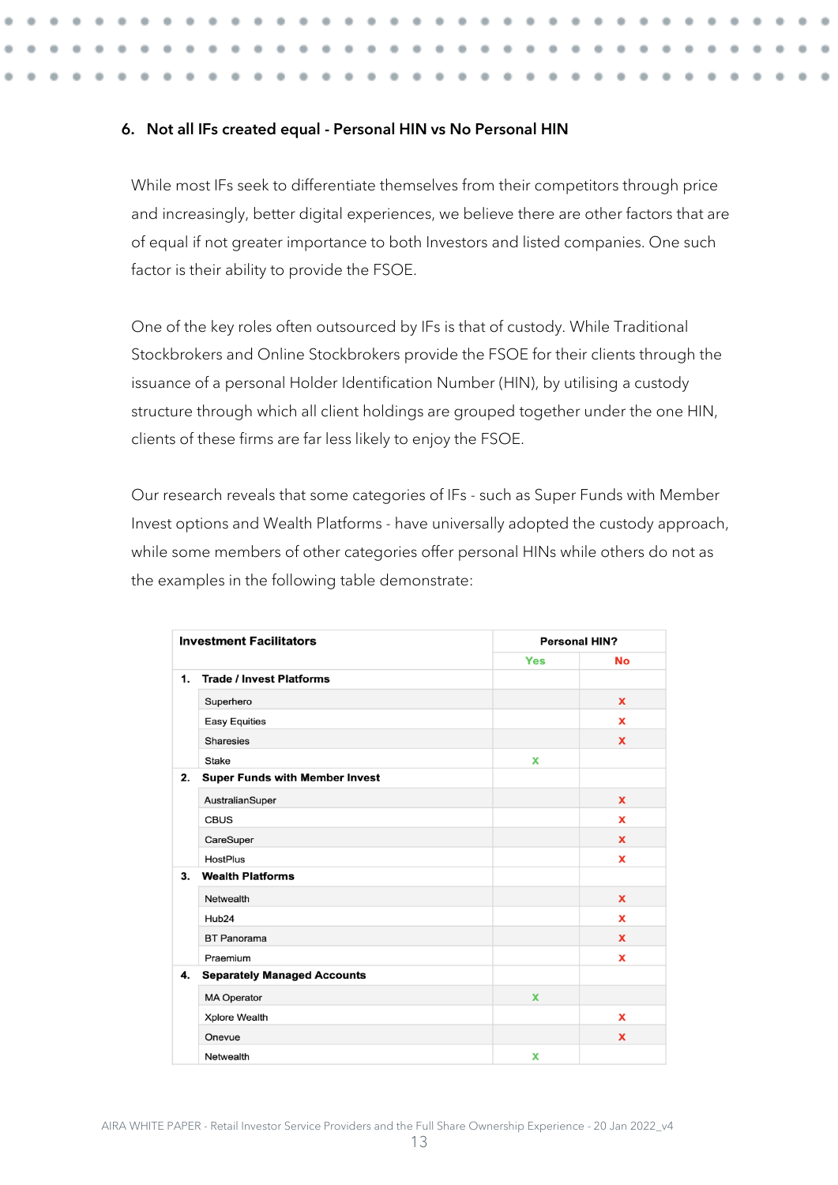## 6. Not all IFs created equal - Personal HIN vs No Personal HIN

While most IFs seek to differentiate themselves from their competitors through price and increasingly, better digital experiences, we believe there are other factors that are of equal if not greater importance to both Investors and listed companies. One such factor is their ability to provide the FSOE.

One of the key roles often outsourced by IFs is that of custody. While Traditional Stockbrokers and Online Stockbrokers provide the FSOE for their clients through the issuance of a personal Holder Identification Number (HIN), by utilising a custody structure through which all client holdings are grouped together under the one HIN, clients of these firms are far less likely to enjoy the FSOE.

Our research reveals that some categories of IFs - such as Super Funds with Member Invest options and Wealth Platforms - have universally adopted the custody approach, while some members of other categories offer personal HINs while others do not as the examples in the following table demonstrate:

| Investment Facilitators | Personal HIN? | |
|---|---|---|
| | Yes | No |
| **1. Trade / Invest Platforms** | | |
| Superhero | | x |
| Easy Equities | | x |
| Sharesies | | x |
| Stake | x | |
| **2. Super Funds with Member Invest** | | |
| AustralianSuper | | x |
| CBUS | | x |
| CareSuper | | x |
| HostPlus | | x |
| **3. Wealth Platforms** | | |
| Netwealth | | x |
| Hub24 | | x |
| BT Panorama | | x |
| Praemium | | x |
| **4. Separately Managed Accounts** | | |
| MA Operator | x | |
| Xplore Wealth | | x |
| Onevue | | x |
| Netwealth | x | |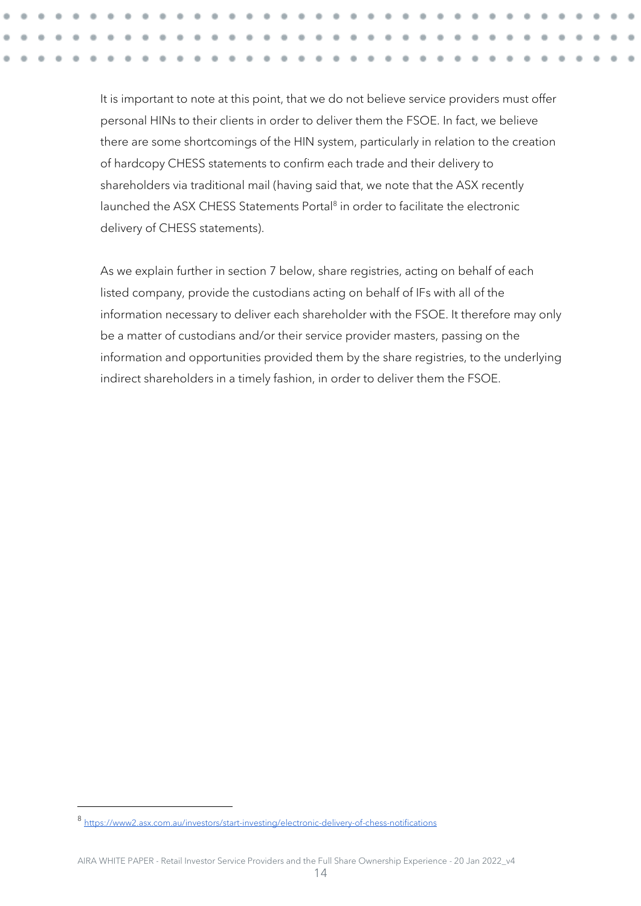It is important to note at this point, that we do not believe service providers must offer personal HINs to their clients in order to deliver them the FSOE. In fact, we believe there are some shortcomings of the HIN system, particularly in relation to the creation of hardcopy CHESS statements to confirm each trade and their delivery to shareholders via traditional mail (having said that, we note that the ASX recently launched the ASX CHESS Statements Portal[8] in order to facilitate the electronic delivery of CHESS statements).

As we explain further in section 7 below, share registries, acting on behalf of each listed company, provide the custodians acting on behalf of IFs with all of the information necessary to deliver each shareholder with the FSOE. It therefore may only be a matter of custodians and/or their service provider masters, passing on the information and opportunities provided them by the share registries, to the underlying indirect shareholders in a timely fashion, in order to deliver them the FSOE.

---

[8] https://www2.asx.com.au/investors/start-investing/electronic-delivery-of-chess-notifications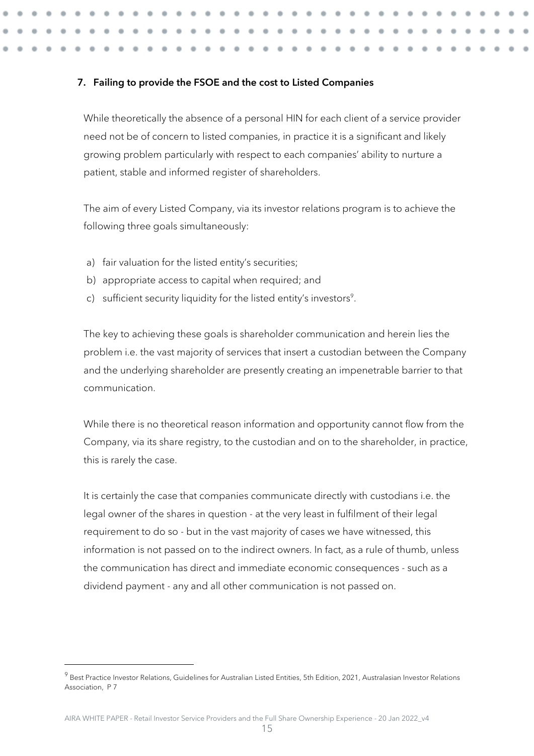## 7. Failing to provide the FSOE and the cost to Listed Companies

While theoretically the absence of a personal HIN for each client of a service provider need not be of concern to listed companies, in practice it is a significant and likely growing problem particularly with respect to each companies' ability to nurture a patient, stable and informed register of shareholders.

The aim of every Listed Company, via its investor relations program is to achieve the following three goals simultaneously:

a) fair valuation for the listed entity's securities;
b) appropriate access to capital when required; and
c) sufficient security liquidity for the listed entity's investors[9].

The key to achieving these goals is shareholder communication and herein lies the problem i.e. the vast majority of services that insert a custodian between the Company and the underlying shareholder are presently creating an impenetrable barrier to that communication.

While there is no theoretical reason information and opportunity cannot flow from the Company, via its share registry, to the custodian and on to the shareholder, in practice, this is rarely the case.

It is certainly the case that companies communicate directly with custodians i.e. the legal owner of the shares in question - at the very least in fulfilment of their legal requirement to do so - but in the vast majority of cases we have witnessed, this information is not passed on to the indirect owners. In fact, as a rule of thumb, unless the communication has direct and immediate economic consequences - such as a dividend payment - any and all other communication is not passed on.

---

[9] Best Practice Investor Relations, Guidelines for Australian Listed Entities, 5th Edition, 2021, Australasian Investor Relations Association, P 7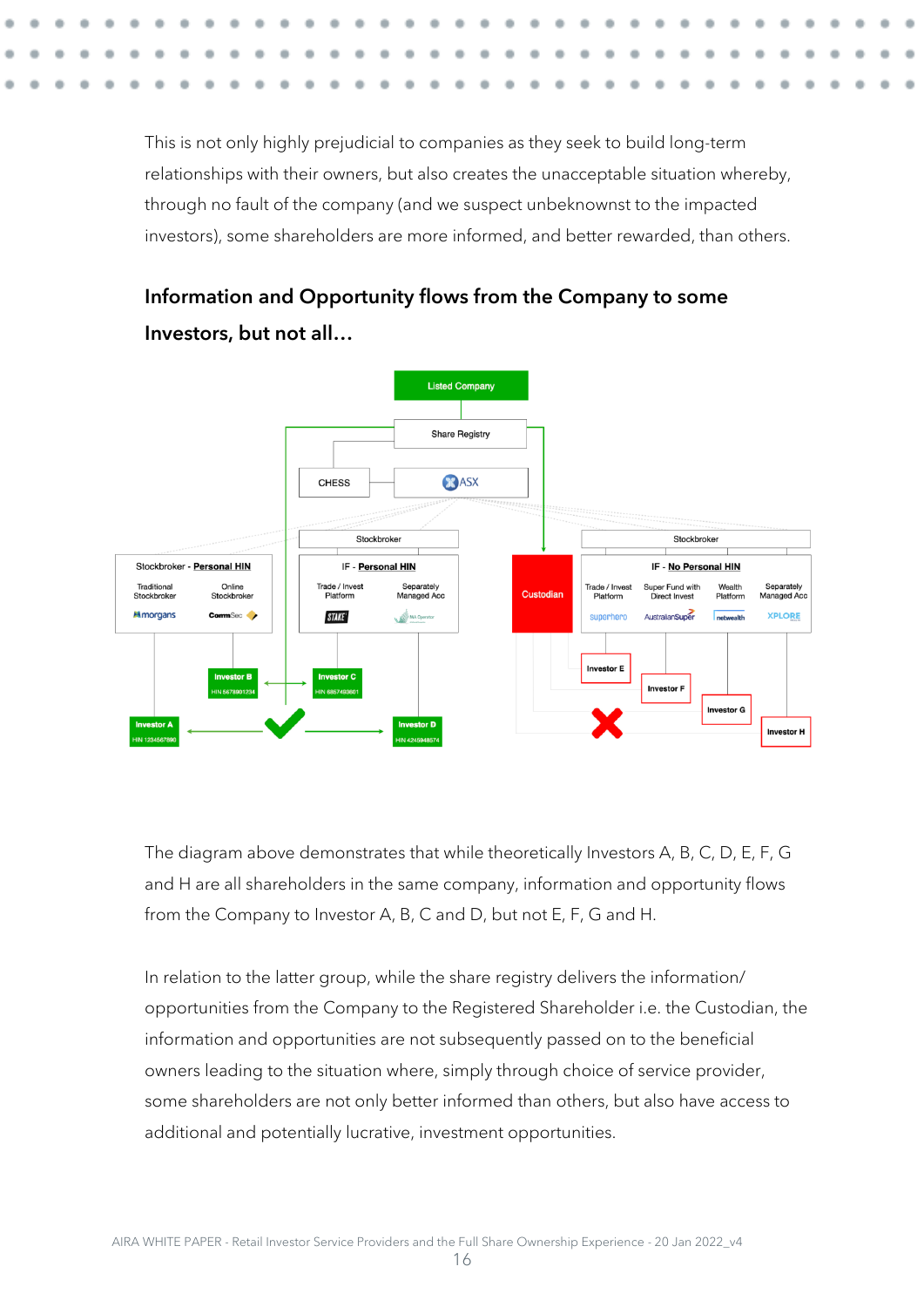This is not only highly prejudicial to companies as they seek to build long-term relationships with their owners, but also creates the unacceptable situation whereby, through no fault of the company (and we suspect unbeknownst to the impacted investors), some shareholders are more informed, and better rewarded, than others.

## Information and Opportunity flows from the Company to some Investors, but not all…

The diagram above demonstrates that while theoretically Investors A, B, C, D, E, F, G and H are all shareholders in the same company, information and opportunity flows from the Company to Investor A, B, C and D, but not E, F, G and H.

In relation to the latter group, while the share registry delivers the information/ opportunities from the Company to the Registered Shareholder i.e. the Custodian, the information and opportunities are not subsequently passed on to the beneficial owners leading to the situation where, simply through choice of service provider, some shareholders are not only better informed than others, but also have access to additional and potentially lucrative, investment opportunities.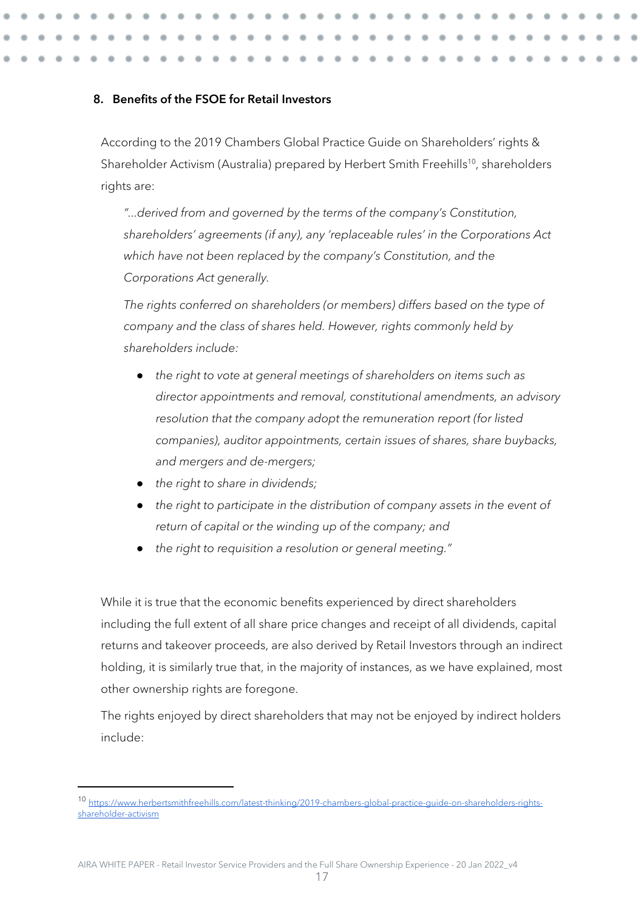## 8. Benefits of the FSOE for Retail Investors

According to the 2019 Chambers Global Practice Guide on Shareholders' rights & Shareholder Activism (Australia) prepared by Herbert Smith Freehills[10], shareholders rights are:

> *"...derived from and governed by the terms of the company's Constitution, shareholders' agreements (if any), any 'replaceable rules' in the Corporations Act which have not been replaced by the company's Constitution, and the Corporations Act generally.*
>
> *The rights conferred on shareholders (or members) differs based on the type of company and the class of shares held. However, rights commonly held by shareholders include:*
>
> - *the right to vote at general meetings of shareholders on items such as director appointments and removal, constitutional amendments, an advisory resolution that the company adopt the remuneration report (for listed companies), auditor appointments, certain issues of shares, share buybacks, and mergers and de-mergers;*
> - *the right to share in dividends;*
> - *the right to participate in the distribution of company assets in the event of return of capital or the winding up of the company; and*
> - *the right to requisition a resolution or general meeting."*

While it is true that the economic benefits experienced by direct shareholders including the full extent of all share price changes and receipt of all dividends, capital returns and takeover proceeds, are also derived by Retail Investors through an indirect holding, it is similarly true that, in the majority of instances, as we have explained, most other ownership rights are foregone.

The rights enjoyed by direct shareholders that may not be enjoyed by indirect holders include:

---

[10] https://www.herbertsmithfreehills.com/latest-thinking/2019-chambers-global-practice-guide-on-shareholders-rights-shareholder-activism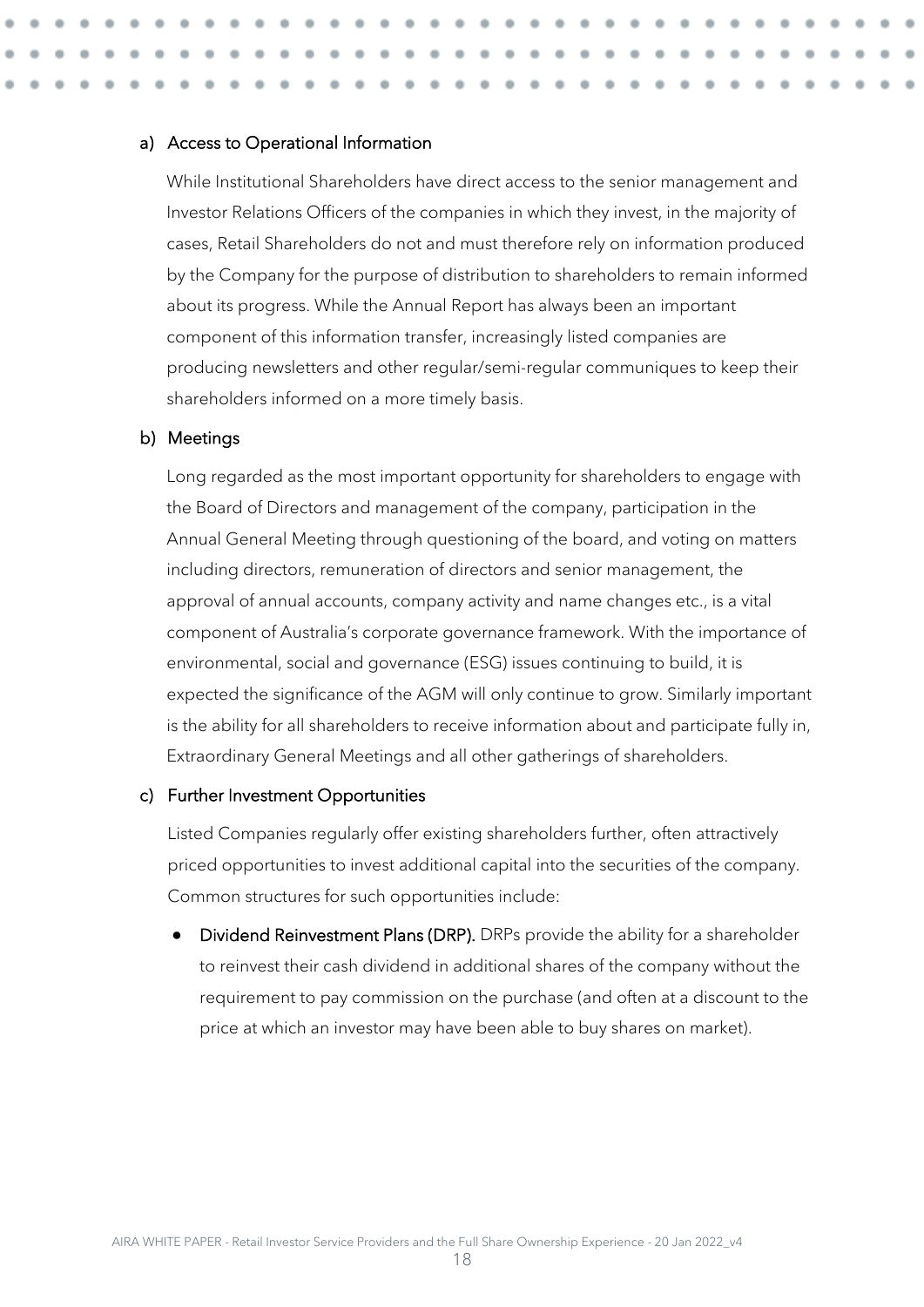a) Access to Operational Information

While Institutional Shareholders have direct access to the senior management and Investor Relations Officers of the companies in which they invest, in the majority of cases, Retail Shareholders do not and must therefore rely on information produced by the Company for the purpose of distribution to shareholders to remain informed about its progress. While the Annual Report has always been an important component of this information transfer, increasingly listed companies are producing newsletters and other regular/semi-regular communiques to keep their shareholders informed on a more timely basis.

b) Meetings

Long regarded as the most important opportunity for shareholders to engage with the Board of Directors and management of the company, participation in the Annual General Meeting through questioning of the board, and voting on matters including directors, remuneration of directors and senior management, the approval of annual accounts, company activity and name changes etc., is a vital component of Australia's corporate governance framework. With the importance of environmental, social and governance (ESG) issues continuing to build, it is expected the significance of the AGM will only continue to grow. Similarly important is the ability for all shareholders to receive information about and participate fully in, Extraordinary General Meetings and all other gatherings of shareholders.

c) Further Investment Opportunities

Listed Companies regularly offer existing shareholders further, often attractively priced opportunities to invest additional capital into the securities of the company. Common structures for such opportunities include:

- **Dividend Reinvestment Plans (DRP).** DRPs provide the ability for a shareholder to reinvest their cash dividend in additional shares of the company without the requirement to pay commission on the purchase (and often at a discount to the price at which an investor may have been able to buy shares on market).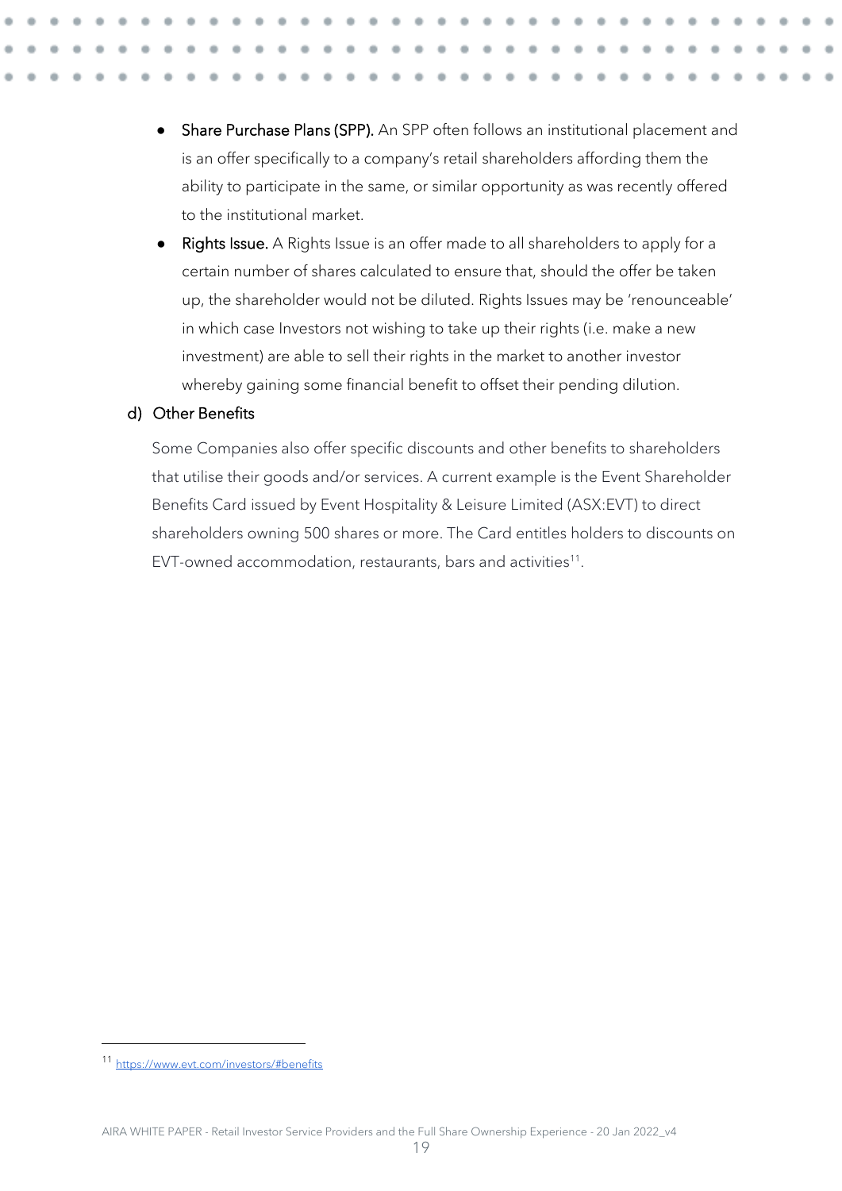- **Share Purchase Plans (SPP).** An SPP often follows an institutional placement and is an offer specifically to a company's retail shareholders affording them the ability to participate in the same, or similar opportunity as was recently offered to the institutional market.
- **Rights Issue.** A Rights Issue is an offer made to all shareholders to apply for a certain number of shares calculated to ensure that, should the offer be taken up, the shareholder would not be diluted. Rights Issues may be 'renounceable' in which case Investors not wishing to take up their rights (i.e. make a new investment) are able to sell their rights in the market to another investor whereby gaining some financial benefit to offset their pending dilution.

### d) Other Benefits

Some Companies also offer specific discounts and other benefits to shareholders that utilise their goods and/or services. A current example is the Event Shareholder Benefits Card issued by Event Hospitality & Leisure Limited (ASX:EVT) to direct shareholders owning 500 shares or more. The Card entitles holders to discounts on EVT-owned accommodation, restaurants, bars and activities[11].

[11] https://www.evt.com/investors/#benefits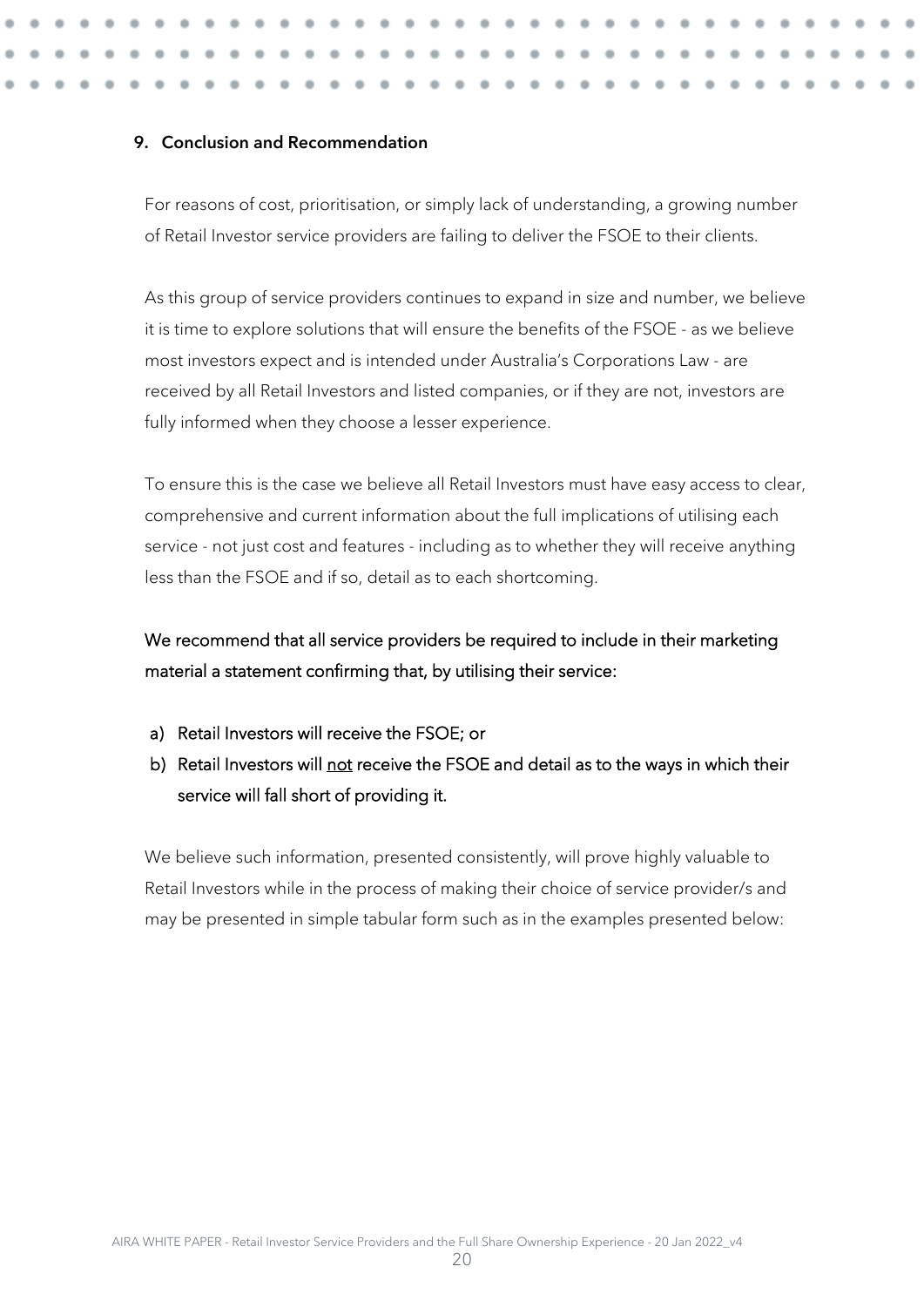## 9. Conclusion and Recommendation

For reasons of cost, prioritisation, or simply lack of understanding, a growing number of Retail Investor service providers are failing to deliver the FSOE to their clients.

As this group of service providers continues to expand in size and number, we believe it is time to explore solutions that will ensure the benefits of the FSOE - as we believe most investors expect and is intended under Australia's Corporations Law - are received by all Retail Investors and listed companies, or if they are not, investors are fully informed when they choose a lesser experience.

To ensure this is the case we believe all Retail Investors must have easy access to clear, comprehensive and current information about the full implications of utilising each service - not just cost and features - including as to whether they will receive anything less than the FSOE and if so, detail as to each shortcoming.

**We recommend that all service providers be required to include in their marketing material a statement confirming that, by utilising their service:**

**a) Retail Investors will receive the FSOE; or**

**b) Retail Investors will <u>not</u> receive the FSOE and detail as to the ways in which their service will fall short of providing it.**

We believe such information, presented consistently, will prove highly valuable to Retail Investors while in the process of making their choice of service provider/s and may be presented in simple tabular form such as in the examples presented below: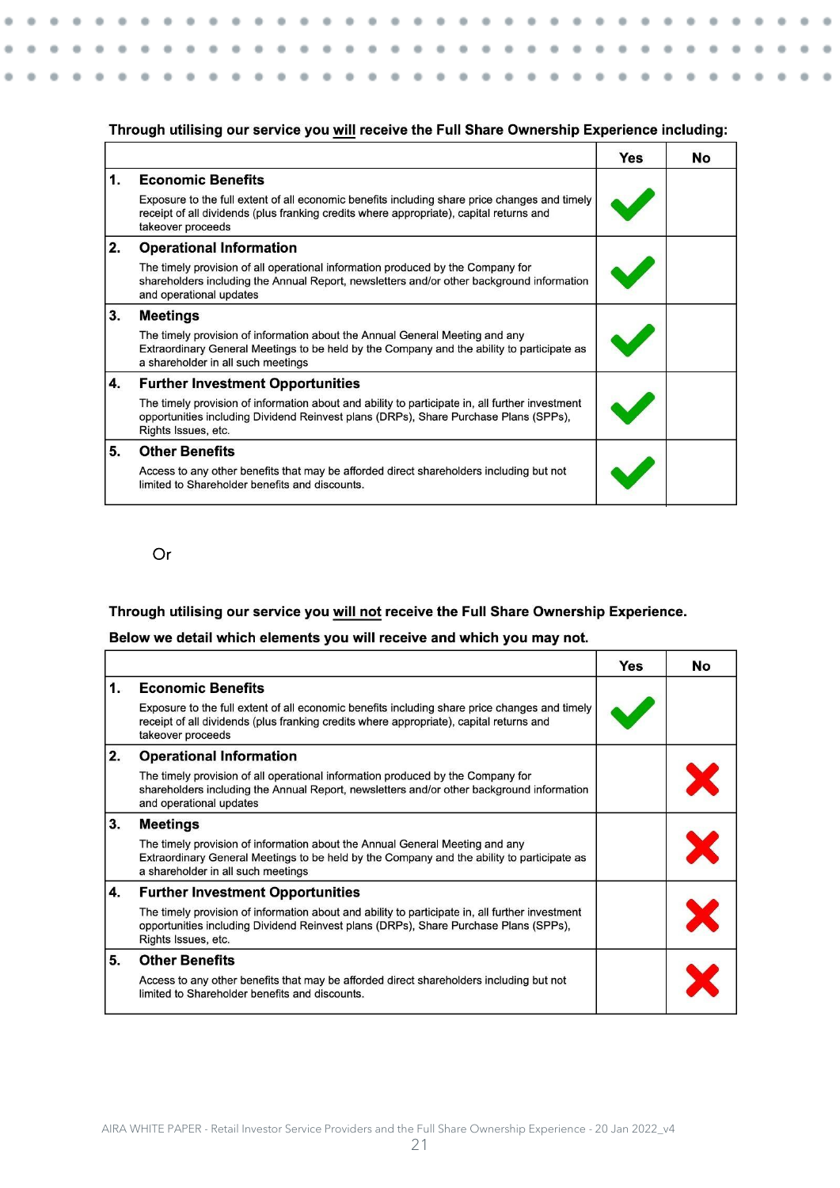**Through utilising our service you will receive the Full Share Ownership Experience including:**

| | Yes | No |
|---|---|---|
| **1. Economic Benefits**<br>Exposure to the full extent of all economic benefits including share price changes and timely receipt of all dividends (plus franking credits where appropriate), capital returns and takeover proceeds | ✔ | |
| **2. Operational Information**<br>The timely provision of all operational information produced by the Company for shareholders including the Annual Report, newsletters and/or other background information and operational updates | ✔ | |
| **3. Meetings**<br>The timely provision of information about the Annual General Meeting and any Extraordinary General Meetings to be held by the Company and the ability to participate as a shareholder in all such meetings | ✔ | |
| **4. Further Investment Opportunities**<br>The timely provision of information about and ability to participate in, all further investment opportunities including Dividend Reinvest plans (DRPs), Share Purchase Plans (SPPs), Rights Issues, etc. | ✔ | |
| **5. Other Benefits**<br>Access to any other benefits that may be afforded direct shareholders including but not limited to Shareholder benefits and discounts. | ✔ | |

Or

**Through utilising our service you will not receive the Full Share Ownership Experience.**

**Below we detail which elements you will receive and which you may not.**

| | Yes | No |
|---|---|---|
| **1. Economic Benefits**<br>Exposure to the full extent of all economic benefits including share price changes and timely receipt of all dividends (plus franking credits where appropriate), capital returns and takeover proceeds | ✔ | |
| **2. Operational Information**<br>The timely provision of all operational information produced by the Company for shareholders including the Annual Report, newsletters and/or other background information and operational updates | | ✘ |
| **3. Meetings**<br>The timely provision of information about the Annual General Meeting and any Extraordinary General Meetings to be held by the Company and the ability to participate as a shareholder in all such meetings | | ✘ |
| **4. Further Investment Opportunities**<br>The timely provision of information about and ability to participate in, all further investment opportunities including Dividend Reinvest plans (DRPs), Share Purchase Plans (SPPs), Rights Issues, etc. | | ✘ |
| **5. Other Benefits**<br>Access to any other benefits that may be afforded direct shareholders including but not limited to Shareholder benefits and discounts. | | ✘ |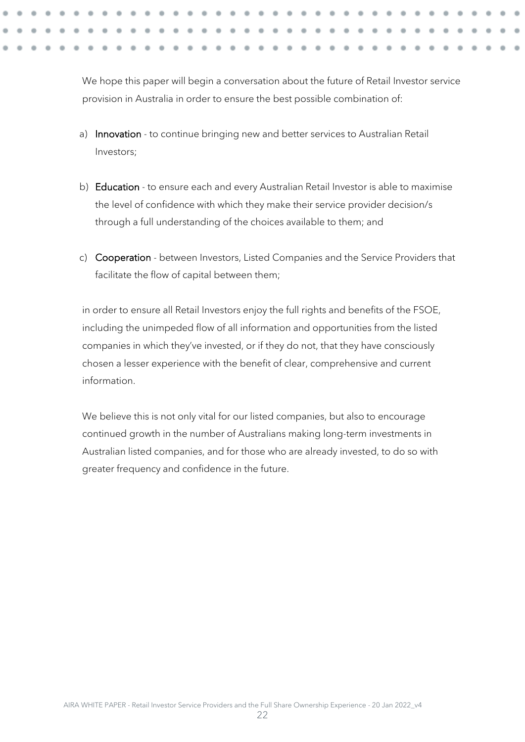We hope this paper will begin a conversation about the future of Retail Investor service provision in Australia in order to ensure the best possible combination of:

a) **Innovation** - to continue bringing new and better services to Australian Retail Investors;

b) **Education** - to ensure each and every Australian Retail Investor is able to maximise the level of confidence with which they make their service provider decision/s through a full understanding of the choices available to them; and

c) **Cooperation** - between Investors, Listed Companies and the Service Providers that facilitate the flow of capital between them;

in order to ensure all Retail Investors enjoy the full rights and benefits of the FSOE, including the unimpeded flow of all information and opportunities from the listed companies in which they've invested, or if they do not, that they have consciously chosen a lesser experience with the benefit of clear, comprehensive and current information.

We believe this is not only vital for our listed companies, but also to encourage continued growth in the number of Australians making long-term investments in Australian listed companies, and for those who are already invested, to do so with greater frequency and confidence in the future.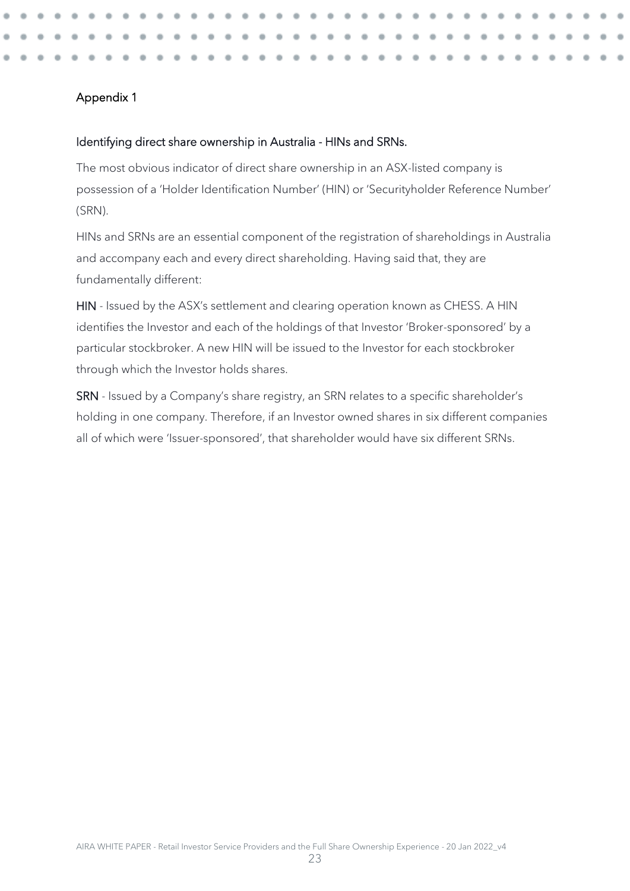## Appendix 1

### Identifying direct share ownership in Australia - HINs and SRNs.

The most obvious indicator of direct share ownership in an ASX-listed company is possession of a 'Holder Identification Number' (HIN) or 'Securityholder Reference Number' (SRN).

HINs and SRNs are an essential component of the registration of shareholdings in Australia and accompany each and every direct shareholding. Having said that, they are fundamentally different:

HIN - Issued by the ASX's settlement and clearing operation known as CHESS. A HIN identifies the Investor and each of the holdings of that Investor 'Broker-sponsored' by a particular stockbroker. A new HIN will be issued to the Investor for each stockbroker through which the Investor holds shares.

SRN - Issued by a Company's share registry, an SRN relates to a specific shareholder's holding in one company. Therefore, if an Investor owned shares in six different companies all of which were 'Issuer-sponsored', that shareholder would have six different SRNs.